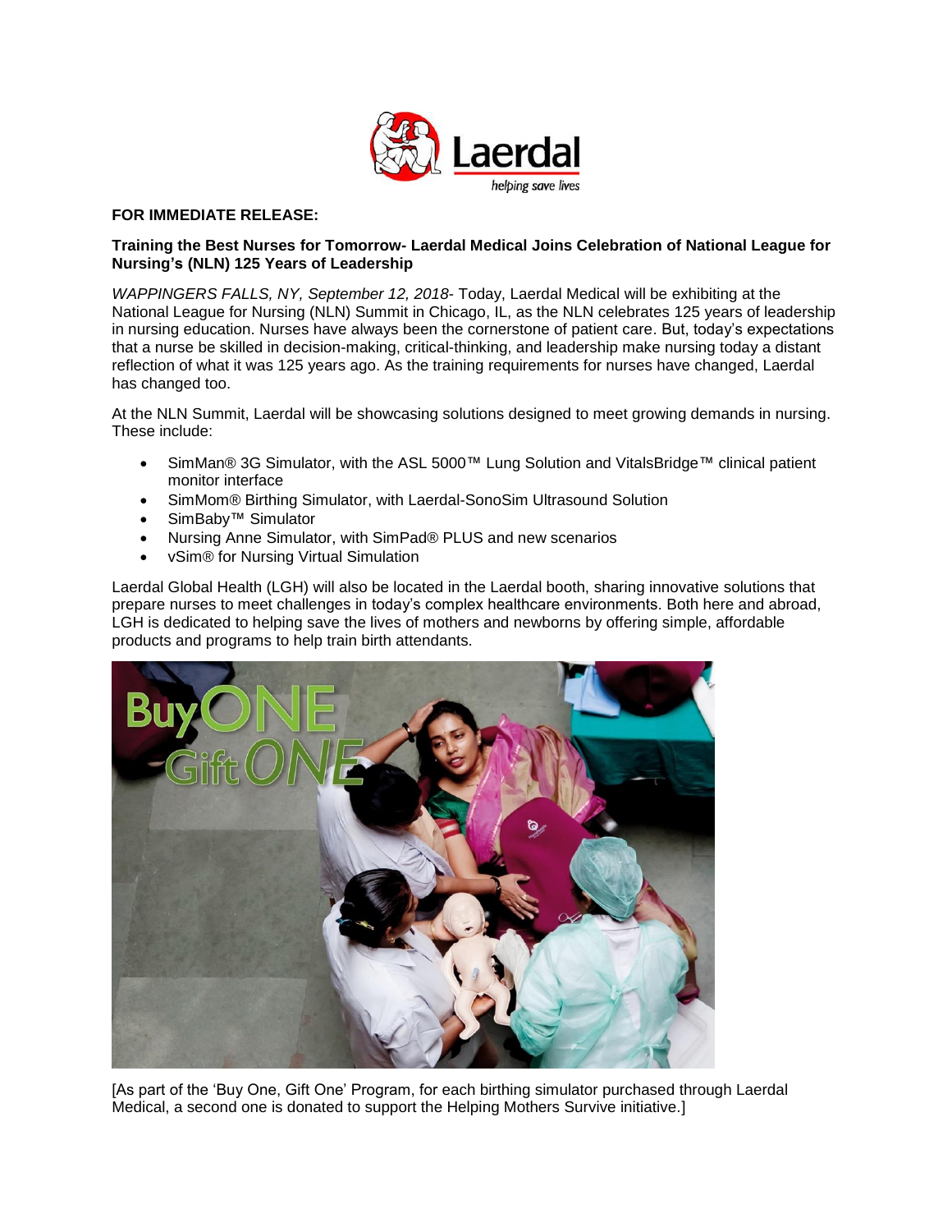**FOR IMMEDIATE RELEASE:**

**Training the Best Nurses for Tomorrow- Laerdal Medical Joins Celebration of National League for Nursing's (NLN) 125 Years of Leadership**

*WAPPINGERS FALLS, NY, September 12, 2018-* Today, Laerdal Medical will be exhibiting at the National League for Nursing (NLN) Summit in Chicago, IL, as the NLN celebrates 125 years of leadership in nursing education. Nurses have always been the cornerstone of patient care. But, today's expectations that a nurse be skilled in decision-making, critical-thinking, and leadership make nursing today a distant reflection of what it was 125 years ago. As the training requirements for nurses have changed, Laerdal has changed too.

At the NLN Summit, Laerdal will be showcasing solutions designed to meet growing demands in nursing. These include:

- SimMan® 3G Simulator, with the ASL 5000™ Lung Solution and VitalsBridge™ clinical patient monitor interface
- SimMom® Birthing Simulator, with Laerdal-SonoSim Ultrasound Solution
- SimBaby™ Simulator
- Nursing Anne Simulator, with SimPad® PLUS and new scenarios
- vSim® for Nursing Virtual Simulation

Laerdal Global Health (LGH) will also be located in the Laerdal booth, sharing innovative solutions that prepare nurses to meet challenges in today's complex healthcare environments. Both here and abroad, LGH is dedicated to helping save the lives of mothers and newborns by offering simple, affordable products and programs to help train birth attendants.

[As part of the 'Buy One, Gift One' Program, for each birthing simulator purchased through Laerdal Medical, a second one is donated to support the Helping Mothers Survive initiative.]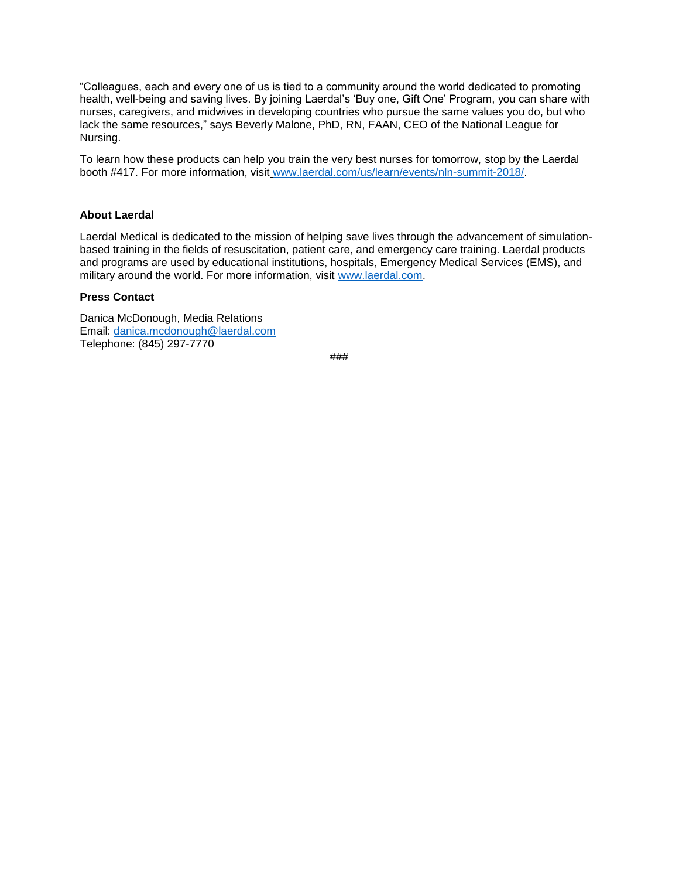"Colleagues, each and every one of us is tied to a community around the world dedicated to promoting health, well-being and saving lives. By joining Laerdal's 'Buy one, Gift One' Program, you can share with nurses, caregivers, and midwives in developing countries who pursue the same values you do, but who lack the same resources," says Beverly Malone, PhD, RN, FAAN, CEO of the National League for Nursing.

To learn how these products can help you train the very best nurses for tomorrow, stop by the Laerdal booth #417. For more information, visit www.laerdal.com/us/learn/events/nln-summit-2018/.

**About Laerdal**

Laerdal Medical is dedicated to the mission of helping save lives through the advancement of simulation-based training in the fields of resuscitation, patient care, and emergency care training. Laerdal products and programs are used by educational institutions, hospitals, Emergency Medical Services (EMS), and military around the world. For more information, visit www.laerdal.com.

**Press Contact**

Danica McDonough, Media Relations
Email: danica.mcdonough@laerdal.com
Telephone: (845) 297-7770

###